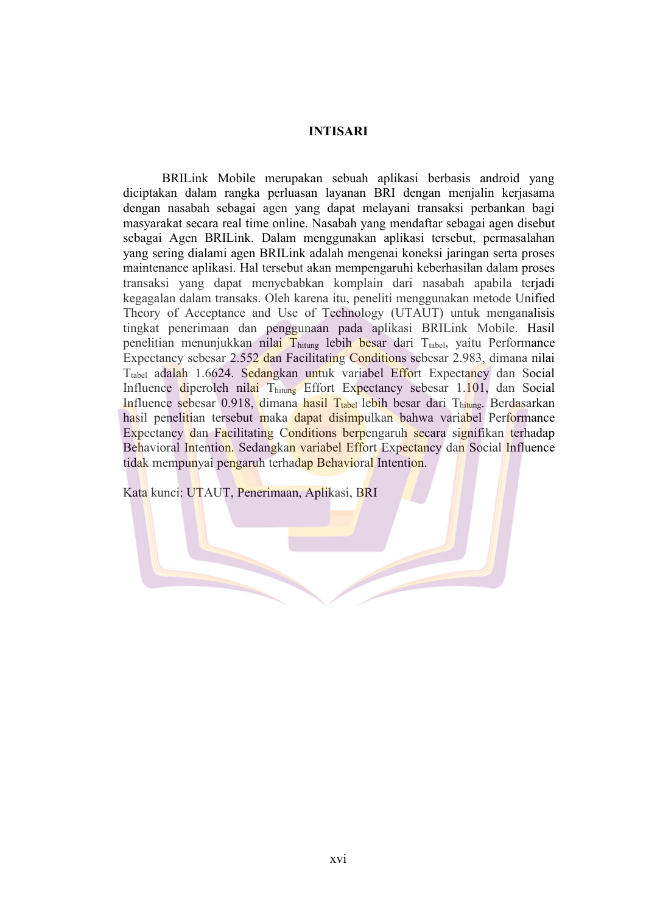# INTISARI

BRILink Mobile merupakan sebuah aplikasi berbasis android yang diciptakan dalam rangka perluasan layanan BRI dengan menjalin kerjasama dengan nasabah sebagai agen yang dapat melayani transaksi perbankan bagi masyarakat secara real time online. Nasabah yang mendaftar sebagai agen disebut sebagai Agen BRILink. Dalam menggunakan aplikasi tersebut, permasalahan yang sering dialami agen BRILink adalah mengenai koneksi jaringan serta proses maintenance aplikasi. Hal tersebut akan mempengaruhi keberhasilan dalam proses transaksi yang dapat menyebabkan komplain dari nasabah apabila terjadi kegagalan dalam transaks. Oleh karena itu, peneliti menggunakan metode Unified Theory of Acceptance and Use of Technology (UTAUT) untuk menganalisis tingkat penerimaan dan penggunaan pada aplikasi BRILink Mobile. Hasil penelitian menunjukkan nilai $T_{hitung}$ lebih besar dari $T_{tabel}$, yaitu Performance Expectancy sebesar 2.552 dan Facilitating Conditions sebesar 2.983, dimana nilai $T_{tabel}$ adalah 1.6624. Sedangkan untuk variabel Effort Expectancy dan Social Influence diperoleh nilai $T_{hitung}$ Effort Expectancy sebesar 1.101, dan Social Influence sebesar 0.918, dimana hasil $T_{tabel}$ lebih besar dari $T_{hitung}$. Berdasarkan hasil penelitian tersebut maka dapat disimpulkan bahwa variabel Performance Expectancy dan Facilitating Conditions berpengaruh secara signifikan terhadap Behavioral Intention. Sedangkan variabel Effort Expectancy dan Social Influence tidak mempunyai pengaruh terhadap Behavioral Intention.

Kata kunci: UTAUT, Penerimaan, Aplikasi, BRI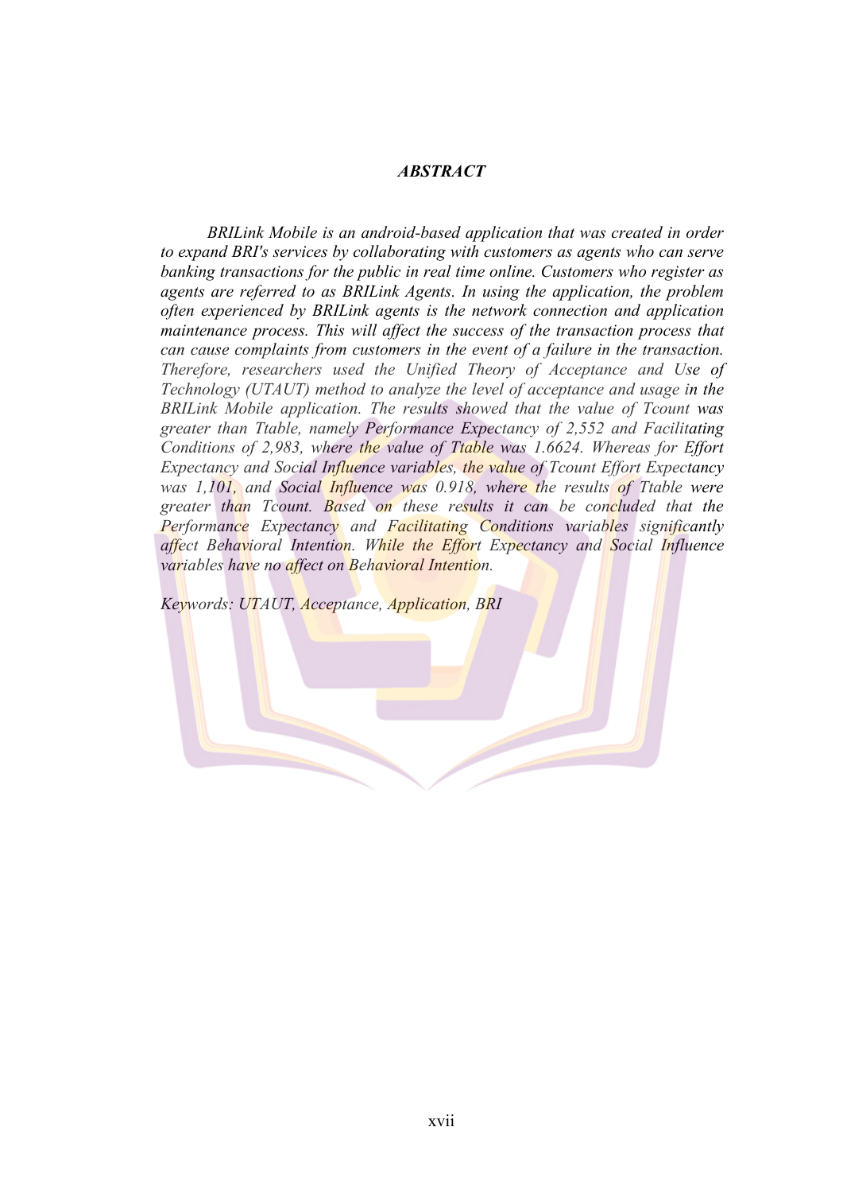# *ABSTRACT*

*BRILink Mobile is an android-based application that was created in order to expand BRI's services by collaborating with customers as agents who can serve banking transactions for the public in real time online. Customers who register as agents are referred to as BRILink Agents. In using the application, the problem often experienced by BRILink agents is the network connection and application maintenance process. This will affect the success of the transaction process that can cause complaints from customers in the event of a failure in the transaction. Therefore, researchers used the Unified Theory of Acceptance and Use of Technology (UTAUT) method to analyze the level of acceptance and usage in the BRILink Mobile application. The results showed that the value of Tcount was greater than Ttable, namely Performance Expectancy of 2,552 and Facilitating Conditions of 2,983, where the value of Ttable was 1.6624. Whereas for Effort Expectancy and Social Influence variables, the value of Tcount Effort Expectancy was 1,101, and Social Influence was 0.918, where the results of Ttable were greater than Tcount. Based on these results it can be concluded that the Performance Expectancy and Facilitating Conditions variables significantly affect Behavioral Intention. While the Effort Expectancy and Social Influence variables have no affect on Behavioral Intention.*

*Keywords: UTAUT, Acceptance, Application, BRI*